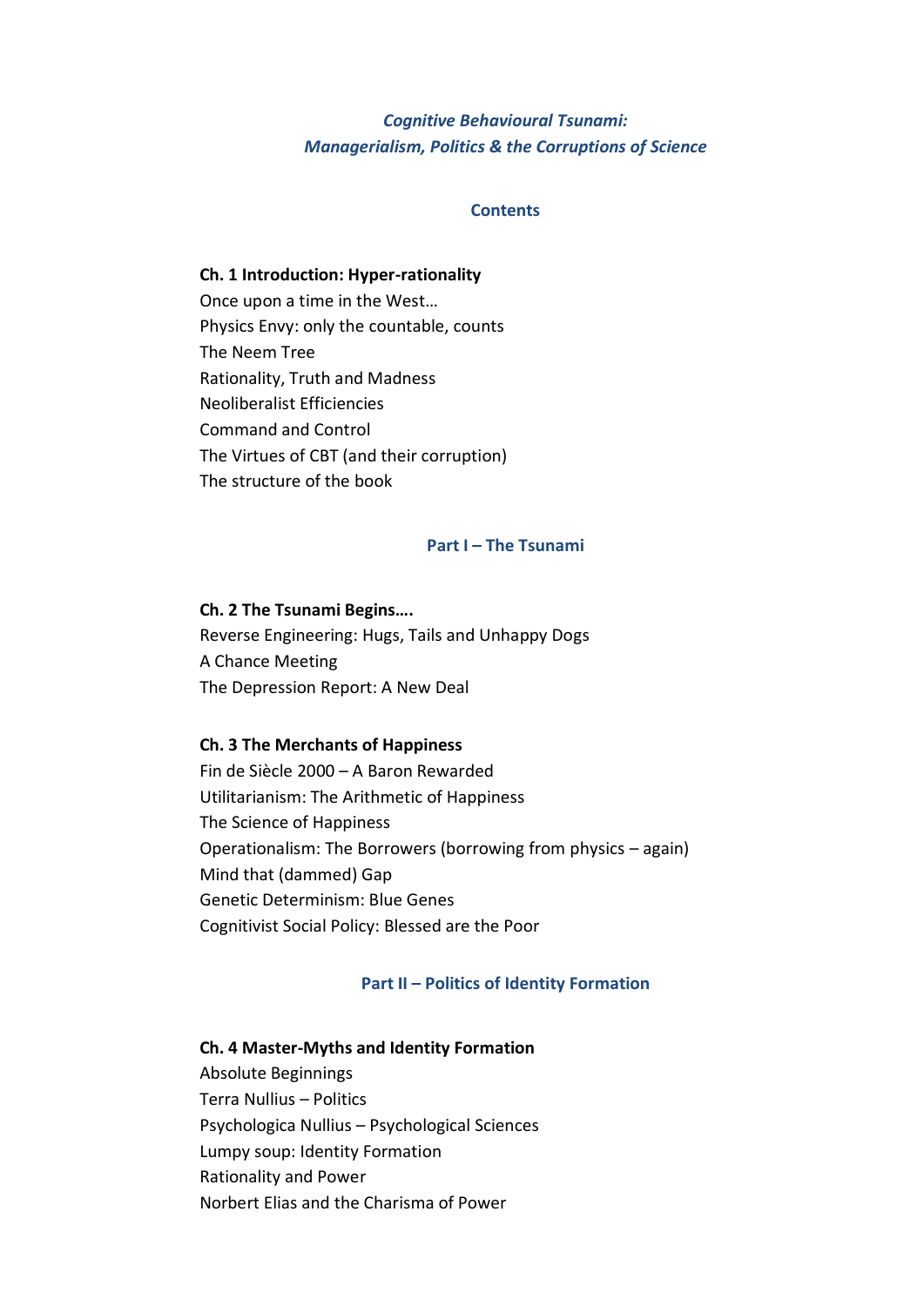# *Cognitive Behavioural Tsunami:*
# *Managerialism, Politics & the Corruptions of Science*

## Contents

### Ch. 1 Introduction: Hyper-rationality

Once upon a time in the West…
Physics Envy: only the countable, counts
The Neem Tree
Rationality, Truth and Madness
Neoliberalist Efficiencies
Command and Control
The Virtues of CBT (and their corruption)
The structure of the book

## Part I – The Tsunami

### Ch. 2 The Tsunami Begins….

Reverse Engineering: Hugs, Tails and Unhappy Dogs
A Chance Meeting
The Depression Report: A New Deal

### Ch. 3 The Merchants of Happiness

Fin de Siècle 2000 – A Baron Rewarded
Utilitarianism: The Arithmetic of Happiness
The Science of Happiness
Operationalism: The Borrowers (borrowing from physics – again)
Mind that (dammed) Gap
Genetic Determinism: Blue Genes
Cognitivist Social Policy: Blessed are the Poor

## Part II – Politics of Identity Formation

### Ch. 4 Master-Myths and Identity Formation

Absolute Beginnings
Terra Nullius – Politics
Psychologica Nullius – Psychological Sciences
Lumpy soup: Identity Formation
Rationality and Power
Norbert Elias and the Charisma of Power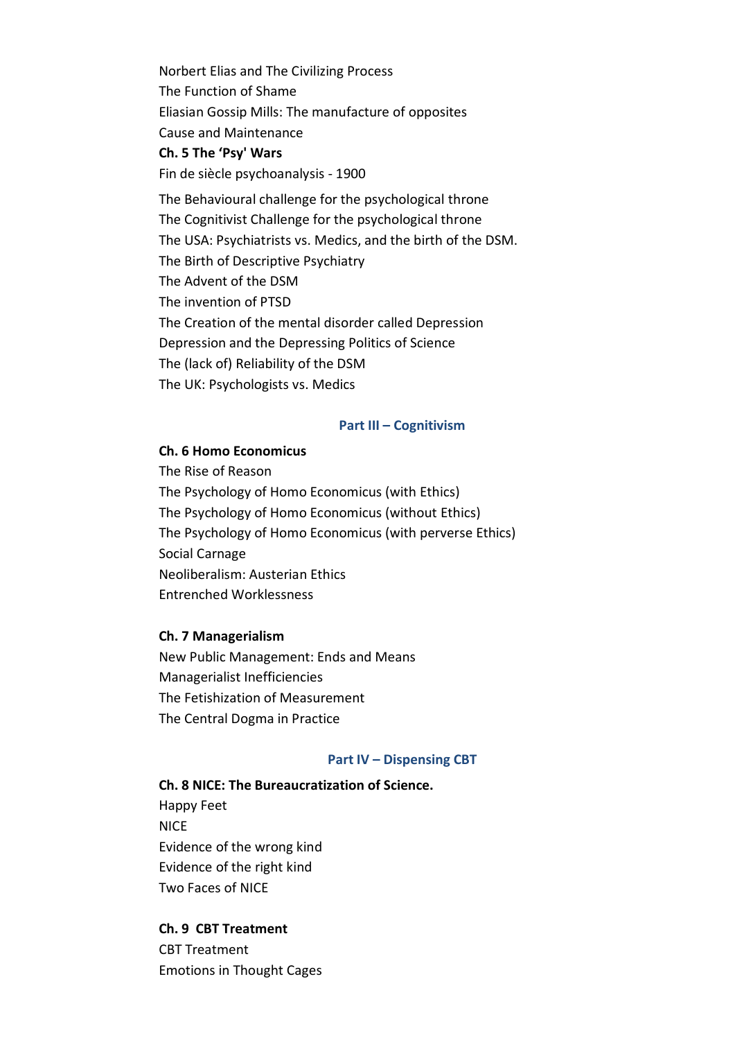Norbert Elias and The Civilizing Process

The Function of Shame

Eliasian Gossip Mills: The manufacture of opposites

Cause and Maintenance

**Ch. 5 The 'Psy' Wars**

Fin de siècle psychoanalysis - 1900

The Behavioural challenge for the psychological throne

The Cognitivist Challenge for the psychological throne

The USA: Psychiatrists vs. Medics, and the birth of the DSM.

The Birth of Descriptive Psychiatry

The Advent of the DSM

The invention of PTSD

The Creation of the mental disorder called Depression

Depression and the Depressing Politics of Science

The (lack of) Reliability of the DSM

The UK: Psychologists vs. Medics

## Part III – Cognitivism

**Ch. 6 Homo Economicus**

The Rise of Reason

The Psychology of Homo Economicus (with Ethics)

The Psychology of Homo Economicus (without Ethics)

The Psychology of Homo Economicus (with perverse Ethics)

Social Carnage

Neoliberalism: Austerian Ethics

Entrenched Worklessness

**Ch. 7 Managerialism**

New Public Management: Ends and Means

Managerialist Inefficiencies

The Fetishization of Measurement

The Central Dogma in Practice

## Part IV – Dispensing CBT

**Ch. 8 NICE: The Bureaucratization of Science.**

Happy Feet

NICE

Evidence of the wrong kind

Evidence of the right kind

Two Faces of NICE

**Ch. 9 CBT Treatment**

CBT Treatment

Emotions in Thought Cages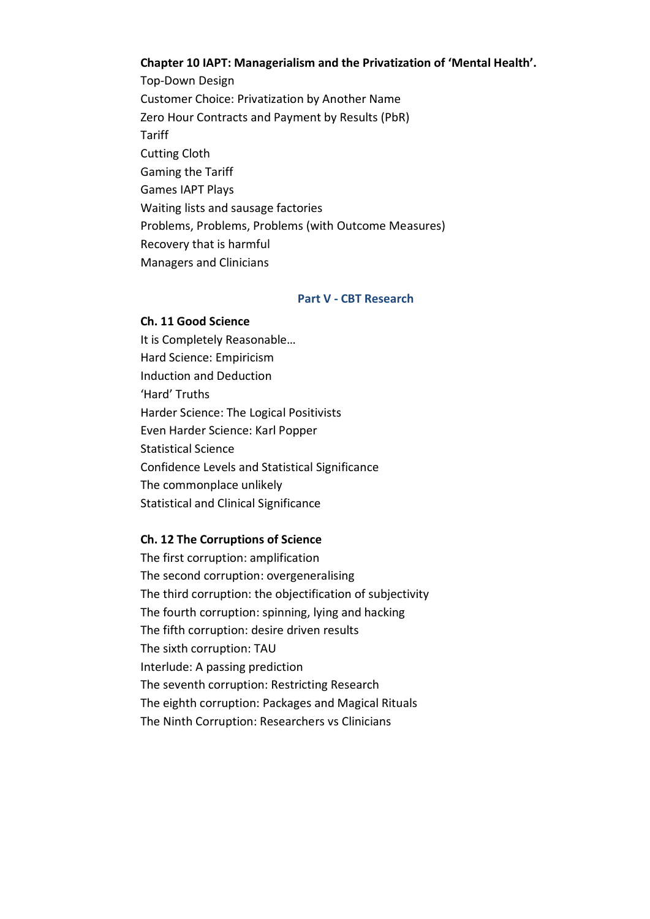**Chapter 10 IAPT: Managerialism and the Privatization of 'Mental Health'.**

Top-Down Design
Customer Choice: Privatization by Another Name
Zero Hour Contracts and Payment by Results (PbR)
Tariff
Cutting Cloth
Gaming the Tariff
Games IAPT Plays
Waiting lists and sausage factories
Problems, Problems, Problems (with Outcome Measures)
Recovery that is harmful
Managers and Clinicians

## Part V - CBT Research

**Ch. 11 Good Science**

It is Completely Reasonable…
Hard Science: Empiricism
Induction and Deduction
'Hard' Truths
Harder Science: The Logical Positivists
Even Harder Science: Karl Popper
Statistical Science
Confidence Levels and Statistical Significance
The commonplace unlikely
Statistical and Clinical Significance

**Ch. 12 The Corruptions of Science**

The first corruption: amplification
The second corruption: overgeneralising
The third corruption: the objectification of subjectivity
The fourth corruption: spinning, lying and hacking
The fifth corruption: desire driven results
The sixth corruption: TAU
Interlude: A passing prediction
The seventh corruption: Restricting Research
The eighth corruption: Packages and Magical Rituals
The Ninth Corruption: Researchers vs Clinicians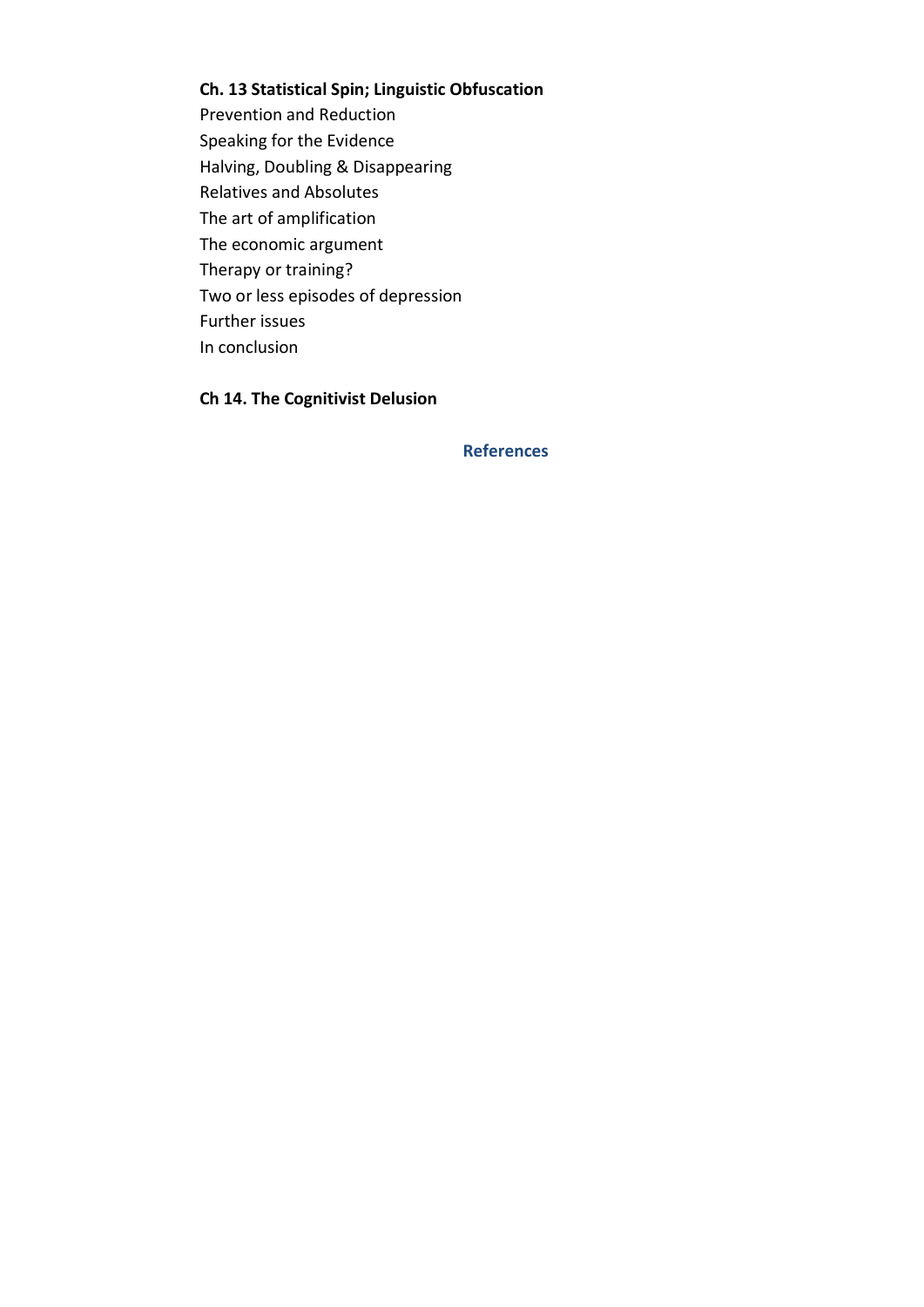**Ch. 13 Statistical Spin; Linguistic Obfuscation**

Prevention and Reduction
Speaking for the Evidence
Halving, Doubling & Disappearing
Relatives and Absolutes
The art of amplification
The economic argument
Therapy or training?
Two or less episodes of depression
Further issues
In conclusion

**Ch 14. The Cognitivist Delusion**

**References**